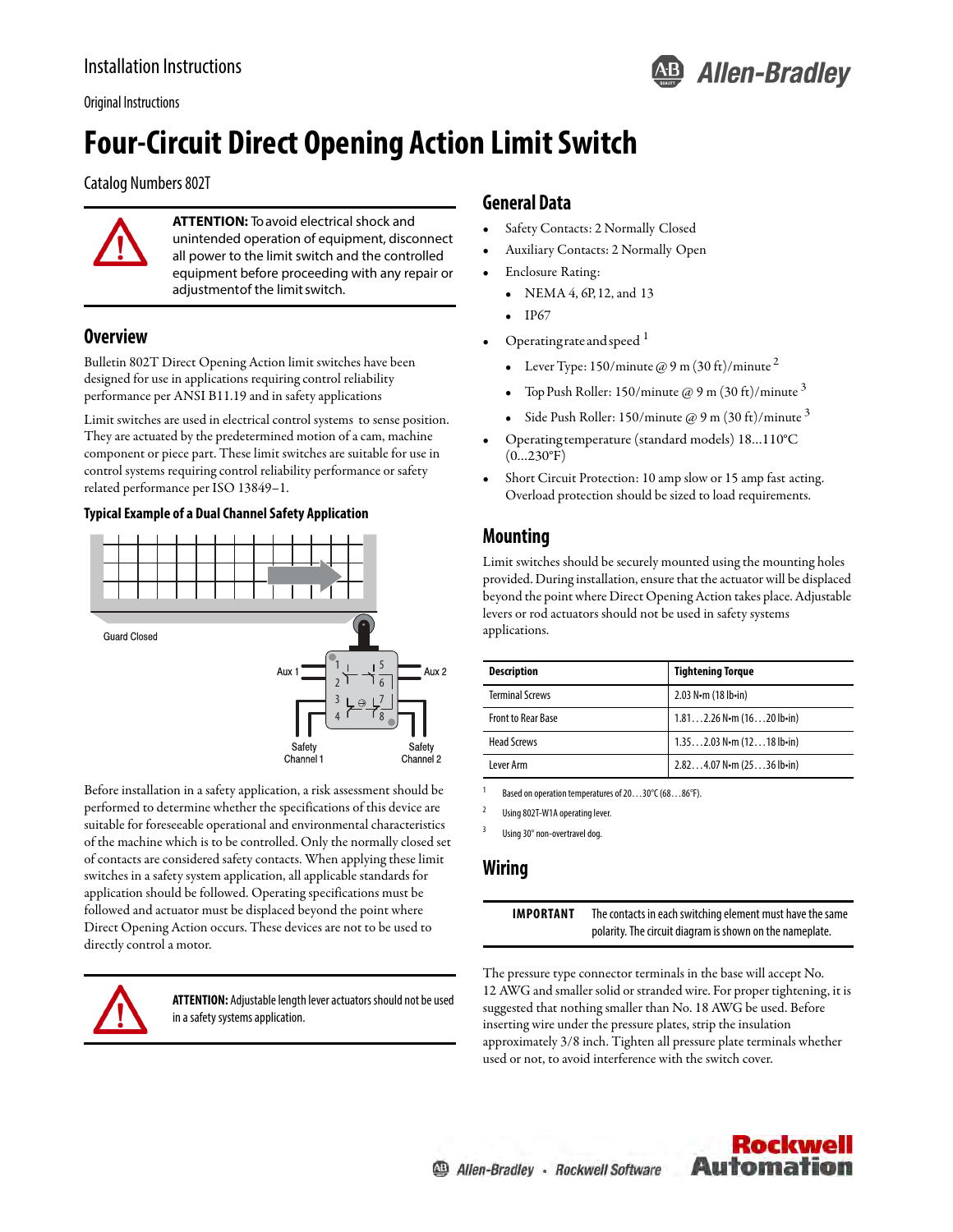Installation Instructions

Original Instructions

# Four-Circuit Direct Opening Action Limit Switch

Catalog Numbers 802T

**ATTENTION:** To avoid electrical shock and unintended operation of equipment, disconnect all power to the limit switch and the controlled equipment before proceeding with any repair or adjustment of the limit switch.

## Overview

Bulletin 802T Direct Opening Action limit switches have been designed for use in applications requiring control reliability performance per ANSI B11.19 and in safety applications

Limit switches are used in electrical control systems to sense position. They are actuated by the predetermined motion of a cam, machine component or piece part. These limit switches are suitable for use in control systems requiring control reliability performance or safety related performance per ISO 13849–1.

### Typical Example of a Dual Channel Safety Application

Guard Closed

Aux 1 — Aux 2

Safety Channel 1 — Safety Channel 2

Before installation in a safety application, a risk assessment should be performed to determine whether the specifications of this device are suitable for foreseeable operational and environmental characteristics of the machine which is to be controlled. Only the normally closed set of contacts are considered safety contacts. When applying these limit switches in a safety system application, all applicable standards for application should be followed. Operating specifications must be followed and actuator must be displaced beyond the point where Direct Opening Action occurs. These devices are not to be used to directly control a motor.

**ATTENTION:** Adjustable length lever actuators should not be used in a safety systems application.

## General Data

- Safety Contacts: 2 Normally Closed
- Auxiliary Contacts: 2 Normally Open
- Enclosure Rating:
  - NEMA 4, 6P, 12, and 13
  - IP67
- Operating rate and speed [1]
  - Lever Type: 150/minute @ 9 m (30 ft)/minute [2]
  - Top Push Roller: 150/minute @ 9 m (30 ft)/minute [3]
  - Side Push Roller: 150/minute @ 9 m (30 ft)/minute [3]
- Operating temperature (standard models) 18…110°C (0…230°F)
- Short Circuit Protection: 10 amp slow or 15 amp fast acting. Overload protection should be sized to load requirements.

## Mounting

Limit switches should be securely mounted using the mounting holes provided. During installation, ensure that the actuator will be displaced beyond the point where Direct Opening Action takes place. Adjustable levers or rod actuators should not be used in safety systems applications.

| Description | Tightening Torque |
|---|---|
| Terminal Screws | 2.03 N•m (18 lb•in) |
| Front to Rear Base | 1.81…2.26 N•m (16…20 lb•in) |
| Head Screws | 1.35…2.03 N•m (12…18 lb•in) |
| Lever Arm | 2.82…4.07 N•m (25…36 lb•in) |

1 Based on operation temperatures of 20…30°C (68…86°F).

2 Using 802T-W1A operating lever.

3 Using 30° non-overtravel dog.

## Wiring

**IMPORTANT** The contacts in each switching element must have the same polarity. The circuit diagram is shown on the nameplate.

The pressure type connector terminals in the base will accept No. 12 AWG and smaller solid or stranded wire. For proper tightening, it is suggested that nothing smaller than No. 18 AWG be used. Before inserting wire under the pressure plates, strip the insulation approximately 3/8 inch. Tighten all pressure plate terminals whether used or not, to avoid interference with the switch cover.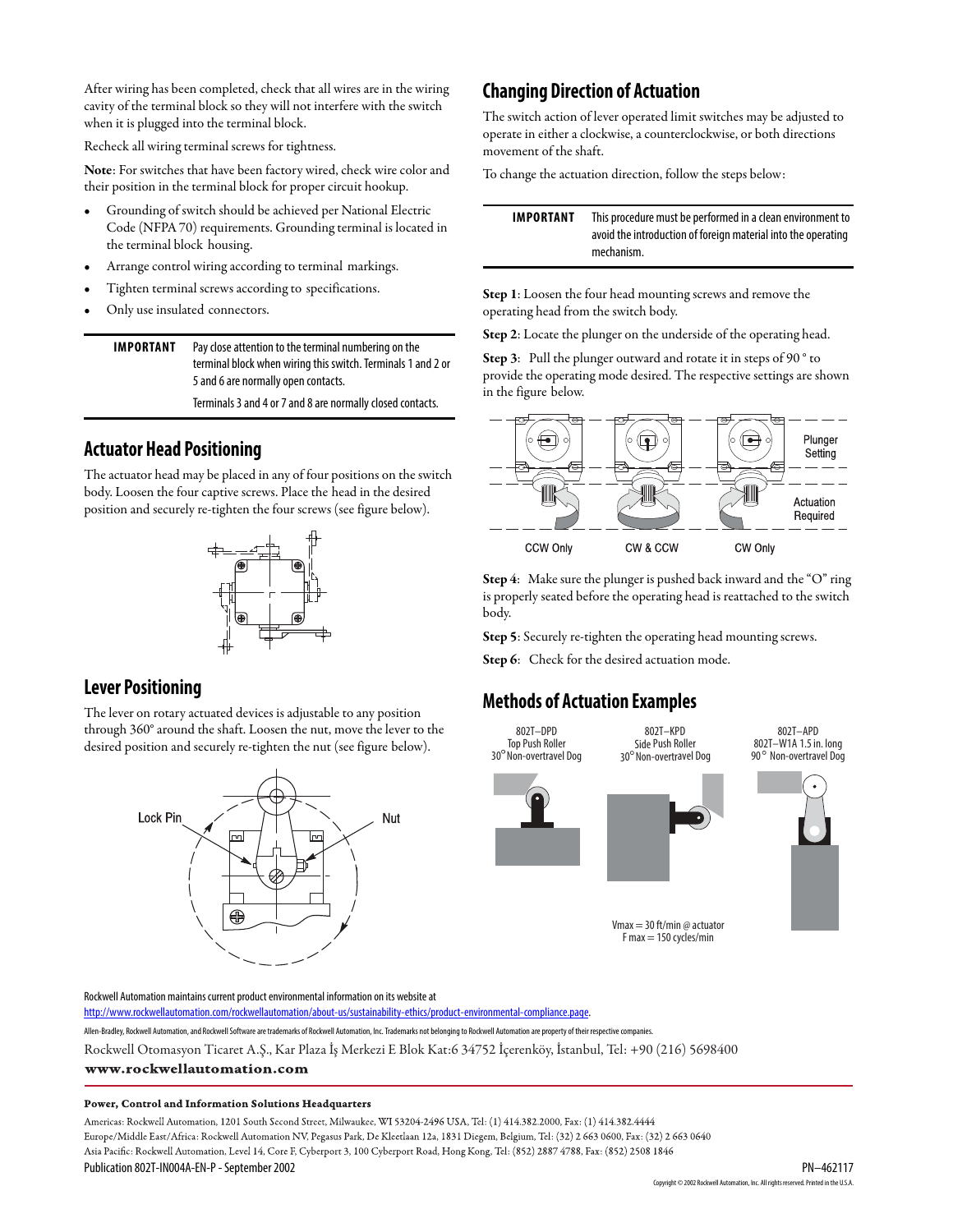After wiring has been completed, check that all wires are in the wiring cavity of the terminal block so they will not interfere with the switch when it is plugged into the terminal block.

Recheck all wiring terminal screws for tightness.

**Note**: For switches that have been factory wired, check wire color and their position in the terminal block for proper circuit hookup.

- Grounding of switch should be achieved per National Electric Code (NFPA 70) requirements. Grounding terminal is located in the terminal block housing.
- Arrange control wiring according to terminal markings.
- Tighten terminal screws according to specifications.
- Only use insulated connectors.

**IMPORTANT** Pay close attention to the terminal numbering on the terminal block when wiring this switch. Terminals 1 and 2 or 5 and 6 are normally open contacts.

Terminals 3 and 4 or 7 and 8 are normally closed contacts.

## Actuator Head Positioning

The actuator head may be placed in any of four positions on the switch body. Loosen the four captive screws. Place the head in the desired position and securely re-tighten the four screws (see figure below).

## Lever Positioning

The lever on rotary actuated devices is adjustable to any position through 360° around the shaft. Loosen the nut, move the lever to the desired position and securely re-tighten the nut (see figure below).

Lock Pin

Nut

## Changing Direction of Actuation

The switch action of lever operated limit switches may be adjusted to operate in either a clockwise, a counterclockwise, or both directions movement of the shaft.

To change the actuation direction, follow the steps below:

**IMPORTANT** This procedure must be performed in a clean environment to avoid the introduction of foreign material into the operating mechanism.

**Step 1**: Loosen the four head mounting screws and remove the operating head from the switch body.

**Step 2**: Locate the plunger on the underside of the operating head.

**Step 3**: Pull the plunger outward and rotate it in steps of 90 ° to provide the operating mode desired. The respective settings are shown in the figure below.

Plunger Setting

Actuation Required

CCW Only

CW & CCW

CW Only

**Step 4**: Make sure the plunger is pushed back inward and the "O" ring is properly seated before the operating head is reattached to the switch body.

**Step 5**: Securely re-tighten the operating head mounting screws.

**Step 6**: Check for the desired actuation mode.

## Methods of Actuation Examples

802T–DPD
Top Push Roller
30° Non-overtravel Dog

802T–KPD
Side Push Roller
30° Non-overtravel Dog

802T–APD
802T–W1A 1.5 in. long
90° Non-overtravel Dog

Vmax = 30 ft/min @ actuator
F max = 150 cycles/min

Rockwell Automation maintains current product environmental information on its website at
http://www.rockwellautomation.com/rockwellautomation/about-us/sustainability-ethics/product-environmental-compliance.page.

Allen-Bradley, Rockwell Automation, and Rockwell Software are trademarks of Rockwell Automation, Inc. Trademarks not belonging to Rockwell Automation are property of their respective companies.

Rockwell Otomasyon Ticaret A.Ş., Kar Plaza İş Merkezi E Blok Kat:6 34752 İçerenköy, İstanbul, Tel: +90 (216) 5698400

**www.rockwellautomation.com**

**Power, Control and Information Solutions Headquarters**

Americas: Rockwell Automation, 1201 South Second Street, Milwaukee, WI 53204-2496 USA, Tel: (1) 414.382.2000, Fax: (1) 414.382.4444
Europe/Middle East/Africa: Rockwell Automation NV, Pegasus Park, De Kleetlaan 12a, 1831 Diegem, Belgium, Tel: (32) 2 663 0600, Fax: (32) 2 663 0640
Asia Pacific: Rockwell Automation, Level 14, Core F, Cyberport 3, 100 Cyberport Road, Hong Kong, Tel: (852) 2887 4788, Fax: (852) 2508 1846

Publication 802T-IN004A-EN-P - September 2002

PN–462117

Copyright © 2002 Rockwell Automation, Inc. All rights reserved. Printed in the U.S.A.